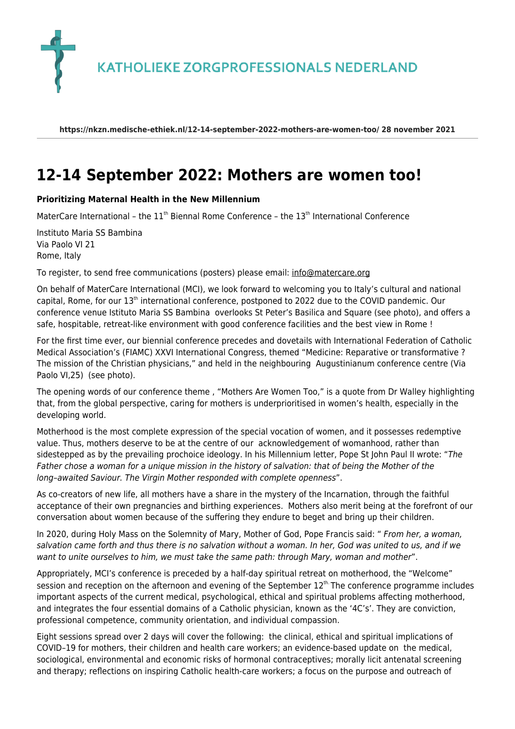**KATHOLIEKE ZORGPROFESSIONALS NEDERLAND**

**https://nkzn.medische-ethiek.nl/12-14-september-2022-mothers-are-women-too/ 28 november 2021**

# 12-14 September 2022: Mothers are women too!

**Prioritizing Maternal Health in the New Millennium**

MaterCare International – the 11th Biennal Rome Conference – the 13th International Conference

Instituto Maria SS Bambina
Via Paolo VI 21
Rome, Italy

To register, to send free communications (posters) please email: info@matercare.org

On behalf of MaterCare International (MCI), we look forward to welcoming you to Italy's cultural and national capital, Rome, for our 13th international conference, postponed to 2022 due to the COVID pandemic. Our conference venue Istituto Maria SS Bambina overlooks St Peter's Basilica and Square (see photo), and offers a safe, hospitable, retreat-like environment with good conference facilities and the best view in Rome !

For the first time ever, our biennial conference precedes and dovetails with International Federation of Catholic Medical Association's (FIAMC) XXVI International Congress, themed "Medicine: Reparative or transformative ? The mission of the Christian physicians," and held in the neighbouring Augustinianum conference centre (Via Paolo VI,25) (see photo).

The opening words of our conference theme , "Mothers Are Women Too," is a quote from Dr Walley highlighting that, from the global perspective, caring for mothers is underprioritised in women's health, especially in the developing world.

Motherhood is the most complete expression of the special vocation of women, and it possesses redemptive value. Thus, mothers deserve to be at the centre of our acknowledgement of womanhood, rather than sidestepped as by the prevailing prochoice ideology. In his Millennium letter, Pope St John Paul II wrote: "*The Father chose a woman for a unique mission in the history of salvation: that of being the Mother of the long–awaited Saviour. The Virgin Mother responded with complete openness*".

As co-creators of new life, all mothers have a share in the mystery of the Incarnation, through the faithful acceptance of their own pregnancies and birthing experiences. Mothers also merit being at the forefront of our conversation about women because of the suffering they endure to beget and bring up their children.

In 2020, during Holy Mass on the Solemnity of Mary, Mother of God, Pope Francis said: " *From her, a woman, salvation came forth and thus there is no salvation without a woman. In her, God was united to us, and if we want to unite ourselves to him, we must take the same path: through Mary, woman and mother*".

Appropriately, MCI's conference is preceded by a half-day spiritual retreat on motherhood, the "Welcome" session and reception on the afternoon and evening of the September 12th. The conference programme includes important aspects of the current medical, psychological, ethical and spiritual problems affecting motherhood, and integrates the four essential domains of a Catholic physician, known as the '4C's'. They are conviction, professional competence, community orientation, and individual compassion.

Eight sessions spread over 2 days will cover the following: the clinical, ethical and spiritual implications of COVID–19 for mothers, their children and health care workers; an evidence-based update on the medical, sociological, environmental and economic risks of hormonal contraceptives; morally licit antenatal screening and therapy; reflections on inspiring Catholic health-care workers; a focus on the purpose and outreach of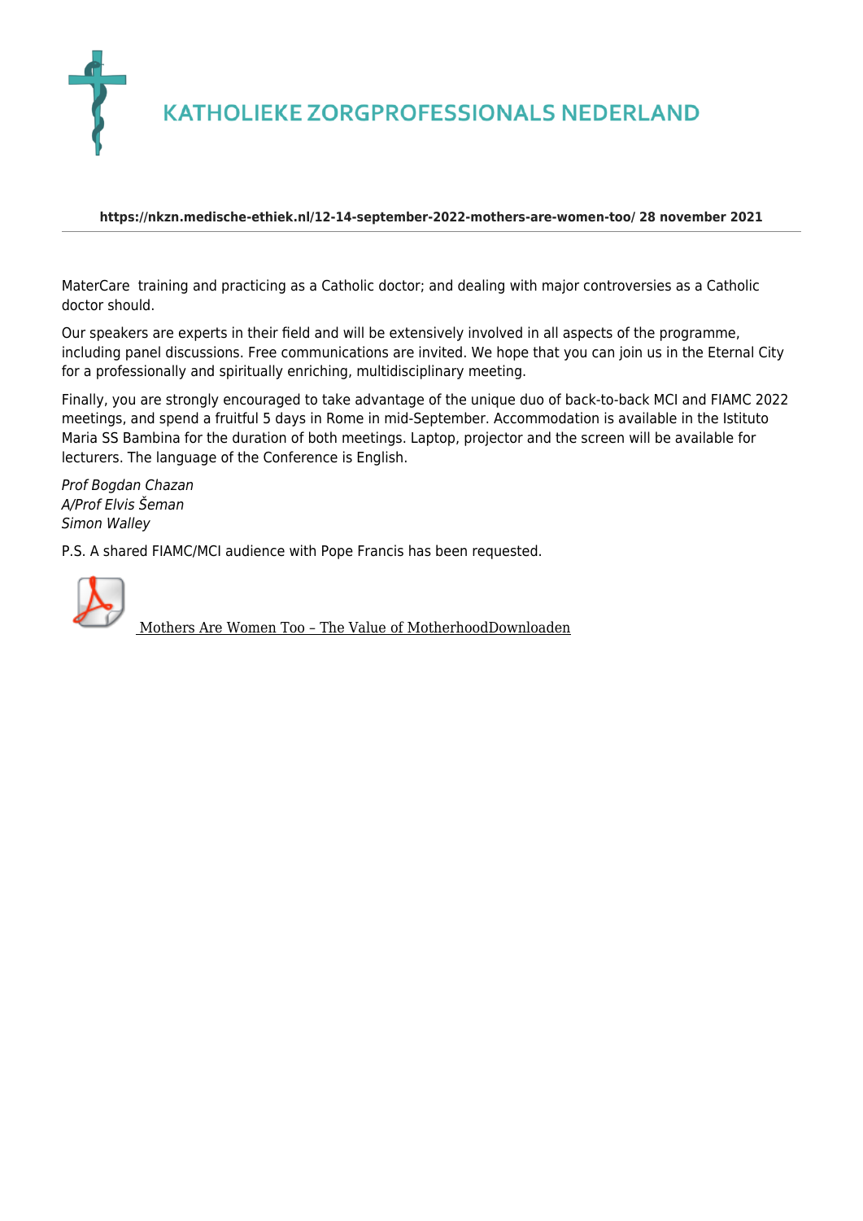MaterCare training and practicing as a Catholic doctor; and dealing with major controversies as a Catholic doctor should.

Our speakers are experts in their field and will be extensively involved in all aspects of the programme, including panel discussions. Free communications are invited. We hope that you can join us in the Eternal City for a professionally and spiritually enriching, multidisciplinary meeting.

Finally, you are strongly encouraged to take advantage of the unique duo of back-to-back MCI and FIAMC 2022 meetings, and spend a fruitful 5 days in Rome in mid-September. Accommodation is available in the Istituto Maria SS Bambina for the duration of both meetings. Laptop, projector and the screen will be available for lecturers. The language of the Conference is English.

*Prof Bogdan Chazan*
*A/Prof Elvis Šeman*
*Simon Walley*

P.S. A shared FIAMC/MCI audience with Pope Francis has been requested.

Mothers Are Women Too – The Value of MotherhoodDownloaden